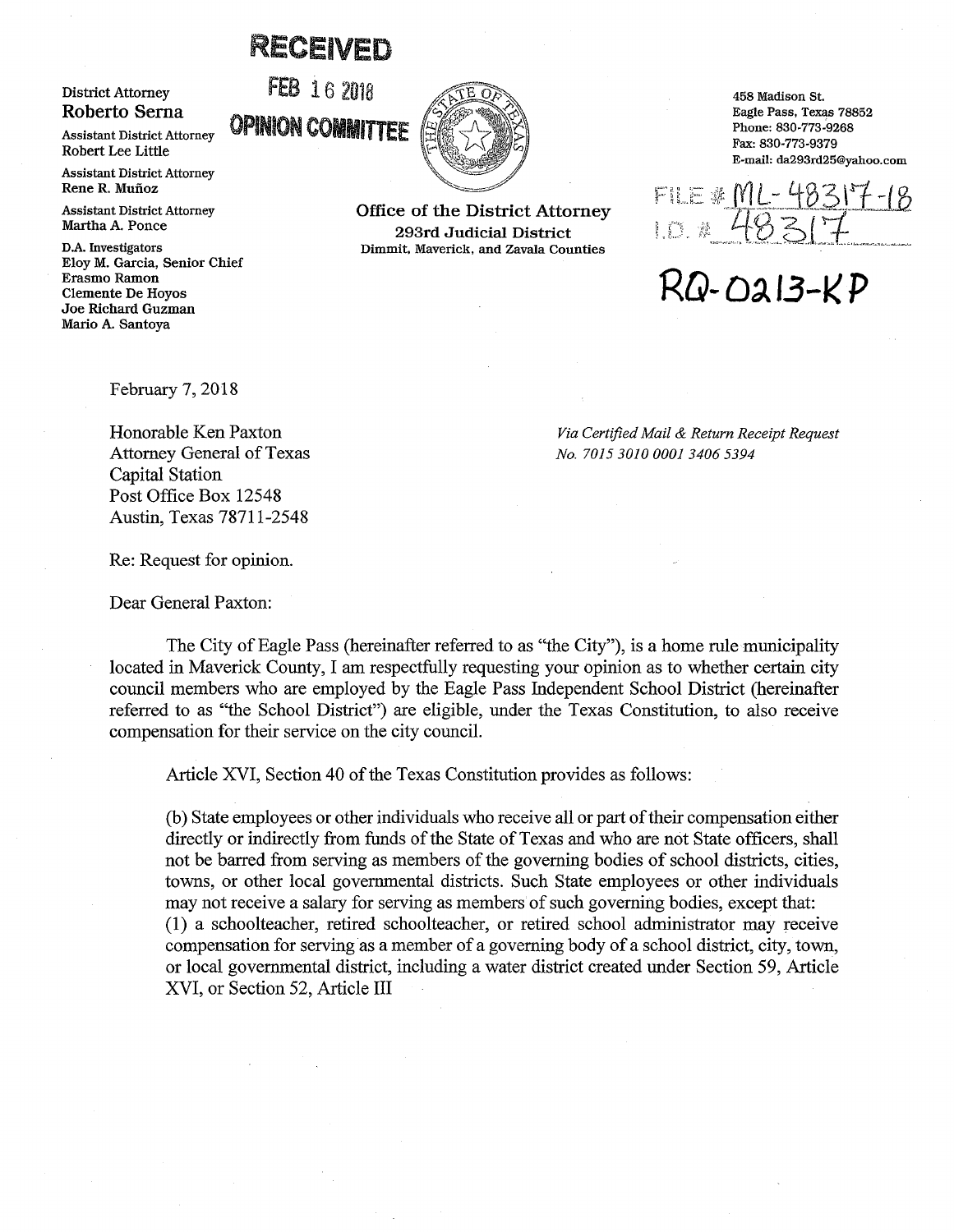RECEIVED

FEB 16 2018

OPINION COMMITTEE

District Attorney
**Roberto Serna**

Assistant District Attorney
Robert Lee Little

Assistant District Attorney
Rene R. Muñoz

Assistant District Attorney
Martha A. Ponce

D.A. Investigators
Eloy M. Garcia, Senior Chief
Erasmo Ramon
Clemente De Hoyos
Joe Richard Guzman
Mario A. Santoya

**Office of the District Attorney**
**293rd Judicial District**
Dimmit, Maverick, and Zavala Counties

458 Madison St.
Eagle Pass, Texas 78852
Phone: 830-773-9268
Fax: 830-773-9379
E-mail: da293rd25@yahoo.com

FILE # ML-48317-18
I.D. # 48317

**RQ-0213-KP**

February 7, 2018

Honorable Ken Paxton
Attorney General of Texas
Capital Station
Post Office Box 12548
Austin, Texas 78711-2548

*Via Certified Mail & Return Receipt Request*
*No. 7015 3010 0001 3406 5394*

Re: Request for opinion.

Dear General Paxton:

The City of Eagle Pass (hereinafter referred to as "the City"), is a home rule municipality located in Maverick County, I am respectfully requesting your opinion as to whether certain city council members who are employed by the Eagle Pass Independent School District (hereinafter referred to as "the School District") are eligible, under the Texas Constitution, to also receive compensation for their service on the city council.

Article XVI, Section 40 of the Texas Constitution provides as follows:

(b) State employees or other individuals who receive all or part of their compensation either directly or indirectly from funds of the State of Texas and who are not State officers, shall not be barred from serving as members of the governing bodies of school districts, cities, towns, or other local governmental districts. Such State employees or other individuals may not receive a salary for serving as members of such governing bodies, except that:
(1) a schoolteacher, retired schoolteacher, or retired school administrator may receive compensation for serving as a member of a governing body of a school district, city, town, or local governmental district, including a water district created under Section 59, Article XVI, or Section 52, Article III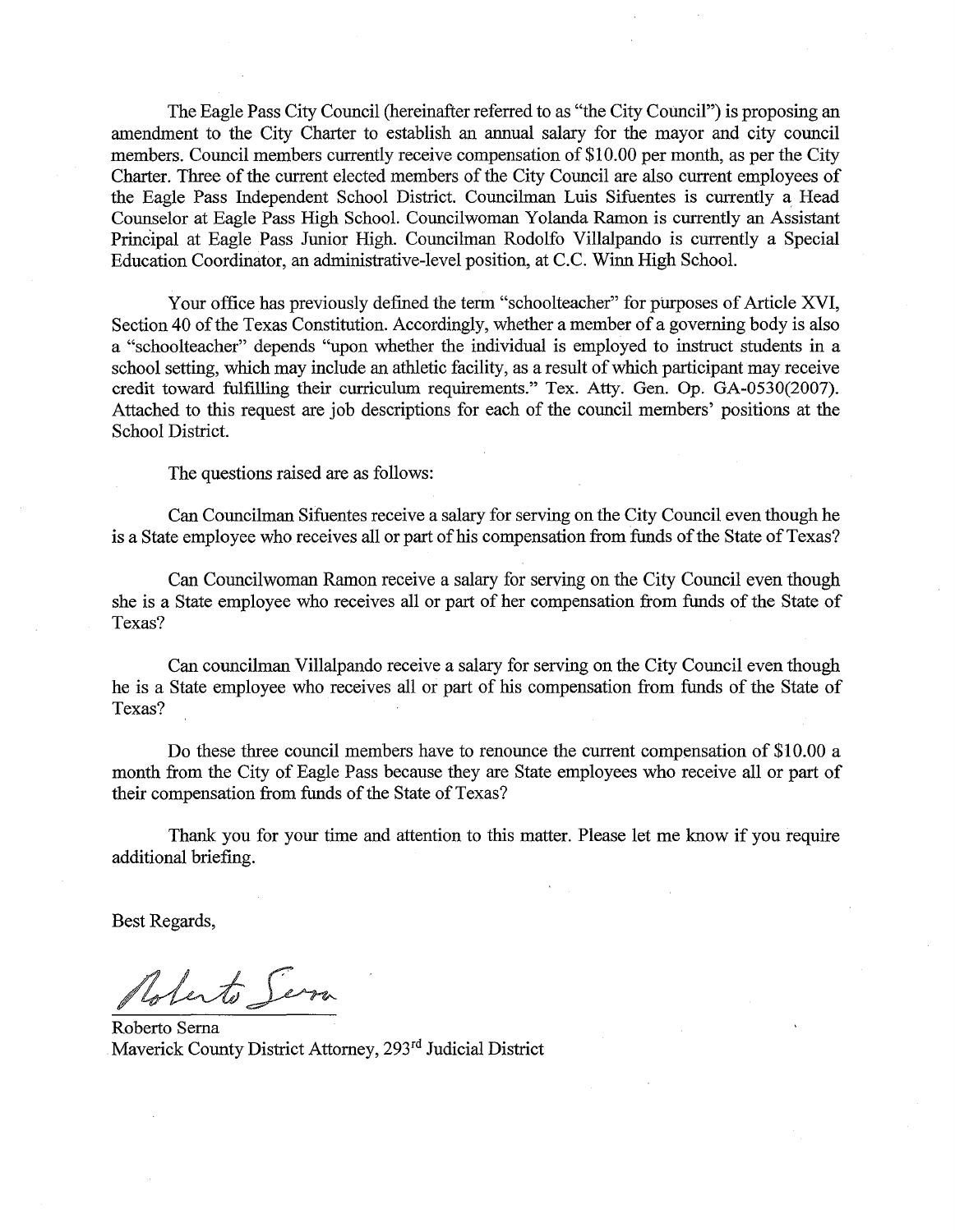The Eagle Pass City Council (hereinafter referred to as "the City Council") is proposing an amendment to the City Charter to establish an annual salary for the mayor and city council members. Council members currently receive compensation of $10.00 per month, as per the City Charter. Three of the current elected members of the City Council are also current employees of the Eagle Pass Independent School District. Councilman Luis Sifuentes is currently a Head Counselor at Eagle Pass High School. Councilwoman Yolanda Ramon is currently an Assistant Principal at Eagle Pass Junior High. Councilman Rodolfo Villalpando is currently a Special Education Coordinator, an administrative-level position, at C.C. Winn High School.

Your office has previously defined the term "schoolteacher" for purposes of Article XVI, Section 40 of the Texas Constitution. Accordingly, whether a member of a governing body is also a "schoolteacher" depends "upon whether the individual is employed to instruct students in a school setting, which may include an athletic facility, as a result of which participant may receive credit toward fulfilling their curriculum requirements." Tex. Atty. Gen. Op. GA-0530(2007). Attached to this request are job descriptions for each of the council members' positions at the School District.

The questions raised are as follows:

Can Councilman Sifuentes receive a salary for serving on the City Council even though he is a State employee who receives all or part of his compensation from funds of the State of Texas?

Can Councilwoman Ramon receive a salary for serving on the City Council even though she is a State employee who receives all or part of her compensation from funds of the State of Texas?

Can councilman Villalpando receive a salary for serving on the City Council even though he is a State employee who receives all or part of his compensation from funds of the State of Texas?

Do these three council members have to renounce the current compensation of $10.00 a month from the City of Eagle Pass because they are State employees who receive all or part of their compensation from funds of the State of Texas?

Thank you for your time and attention to this matter. Please let me know if you require additional briefing.

Best Regards,

Roberto Serna
Maverick County District Attorney, 293rd Judicial District